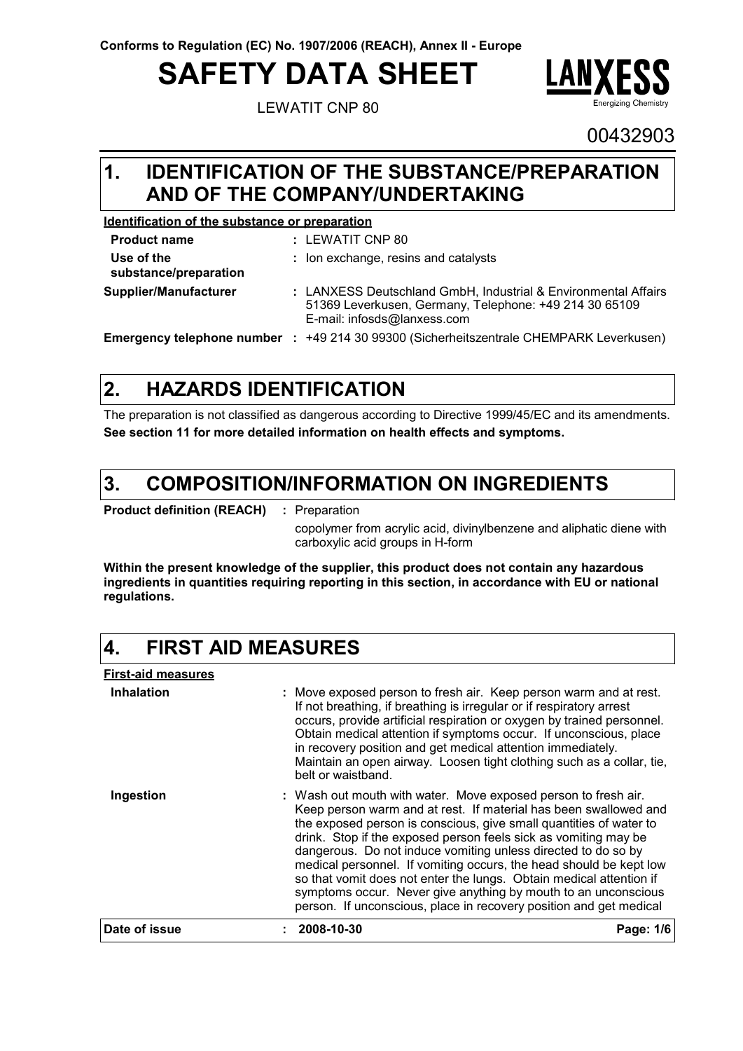Conforms to Regulation (EC) No. 1907/2006 (REACH), Annex II - Europe

# SAFETY DATA SHEET

LEWATIT CNP 80

LANXESS Energizing Chemistry

00432903

## 1. IDENTIFICATION OF THE SUBSTANCE/PREPARATION AND OF THE COMPANY/UNDERTAKING

**Identification of the substance or preparation**

| | |
|---|---|
| **Product name** | : LEWATIT CNP 80 |
| **Use of the substance/preparation** | : Ion exchange, resins and catalysts |
| **Supplier/Manufacturer** | : LANXESS Deutschland GmbH, Industrial & Environmental Affairs 51369 Leverkusen, Germany, Telephone: +49 214 30 65109 E-mail: infosds@lanxess.com |
| **Emergency telephone number** | : +49 214 30 99300 (Sicherheitszentrale CHEMPARK Leverkusen) |

## 2. HAZARDS IDENTIFICATION

The preparation is not classified as dangerous according to Directive 1999/45/EC and its amendments.
**See section 11 for more detailed information on health effects and symptoms.**

## 3. COMPOSITION/INFORMATION ON INGREDIENTS

**Product definition (REACH)** : Preparation

copolymer from acrylic acid, divinylbenzene and aliphatic diene with carboxylic acid groups in H-form

**Within the present knowledge of the supplier, this product does not contain any hazardous ingredients in quantities requiring reporting in this section, in accordance with EU or national regulations.**

## 4. FIRST AID MEASURES

**First-aid measures**

| | |
|---|---|
| **Inhalation** | : Move exposed person to fresh air. Keep person warm and at rest. If not breathing, if breathing is irregular or if respiratory arrest occurs, provide artificial respiration or oxygen by trained personnel. Obtain medical attention if symptoms occur. If unconscious, place in recovery position and get medical attention immediately. Maintain an open airway. Loosen tight clothing such as a collar, tie, belt or waistband. |
| **Ingestion** | : Wash out mouth with water. Move exposed person to fresh air. Keep person warm and at rest. If material has been swallowed and the exposed person is conscious, give small quantities of water to drink. Stop if the exposed person feels sick as vomiting may be dangerous. Do not induce vomiting unless directed to do so by medical personnel. If vomiting occurs, the head should be kept low so that vomit does not enter the lungs. Obtain medical attention if symptoms occur. Never give anything by mouth to an unconscious person. If unconscious, place in recovery position and get medical |

**Date of issue** : **2008-10-30**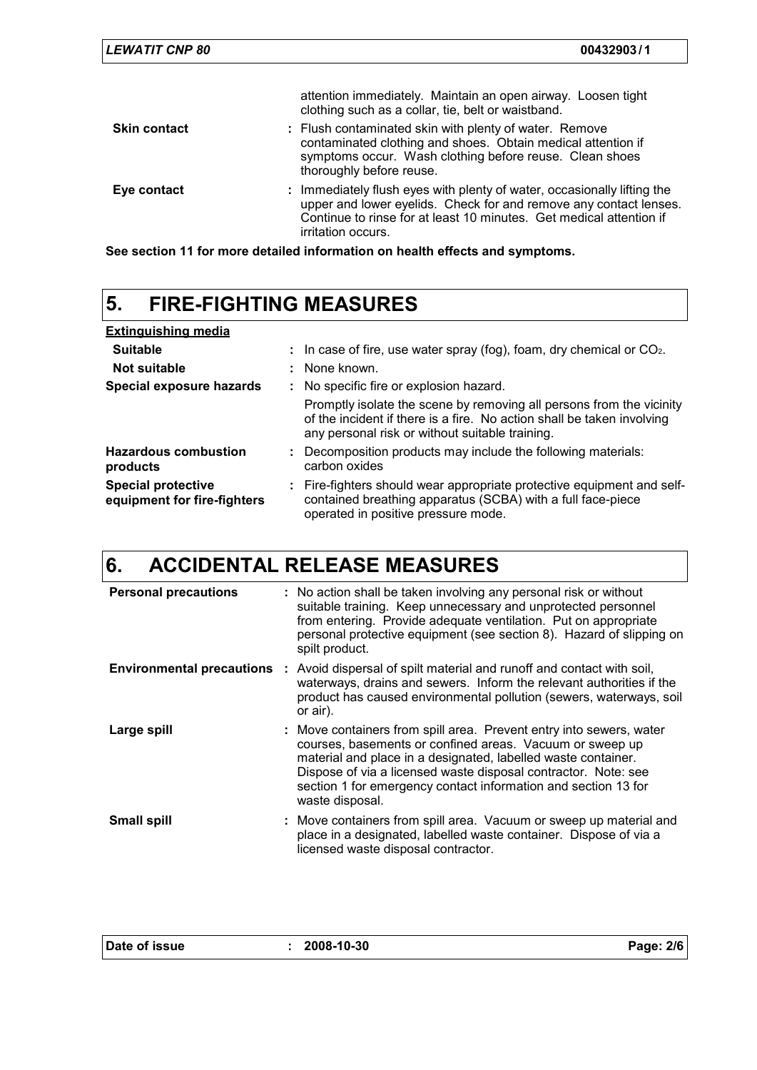attention immediately. Maintain an open airway. Loosen tight clothing such as a collar, tie, belt or waistband.

| | |
|---|---|
| **Skin contact** | : Flush contaminated skin with plenty of water. Remove contaminated clothing and shoes. Obtain medical attention if symptoms occur. Wash clothing before reuse. Clean shoes thoroughly before reuse. |
| **Eye contact** | : Immediately flush eyes with plenty of water, occasionally lifting the upper and lower eyelids. Check for and remove any contact lenses. Continue to rinse for at least 10 minutes. Get medical attention if irritation occurs. |

**See section 11 for more detailed information on health effects and symptoms.**

## 5. FIRE-FIGHTING MEASURES

**Extinguishing media**

| | |
|---|---|
| **Suitable** | : In case of fire, use water spray (fog), foam, dry chemical or $CO_2$. |
| **Not suitable** | : None known. |
| **Special exposure hazards** | : No specific fire or explosion hazard. Promptly isolate the scene by removing all persons from the vicinity of the incident if there is a fire. No action shall be taken involving any personal risk or without suitable training. |
| **Hazardous combustion products** | : Decomposition products may include the following materials: carbon oxides |
| **Special protective equipment for fire-fighters** | : Fire-fighters should wear appropriate protective equipment and self-contained breathing apparatus (SCBA) with a full face-piece operated in positive pressure mode. |

## 6. ACCIDENTAL RELEASE MEASURES

| | |
|---|---|
| **Personal precautions** | : No action shall be taken involving any personal risk or without suitable training. Keep unnecessary and unprotected personnel from entering. Provide adequate ventilation. Put on appropriate personal protective equipment (see section 8). Hazard of slipping on spilt product. |
| **Environmental precautions** | : Avoid dispersal of spilt material and runoff and contact with soil, waterways, drains and sewers. Inform the relevant authorities if the product has caused environmental pollution (sewers, waterways, soil or air). |
| **Large spill** | : Move containers from spill area. Prevent entry into sewers, water courses, basements or confined areas. Vacuum or sweep up material and place in a designated, labelled waste container. Dispose of via a licensed waste disposal contractor. Note: see section 1 for emergency contact information and section 13 for waste disposal. |
| **Small spill** | : Move containers from spill area. Vacuum or sweep up material and place in a designated, labelled waste container. Dispose of via a licensed waste disposal contractor. |

**Date of issue** : 2008-10-30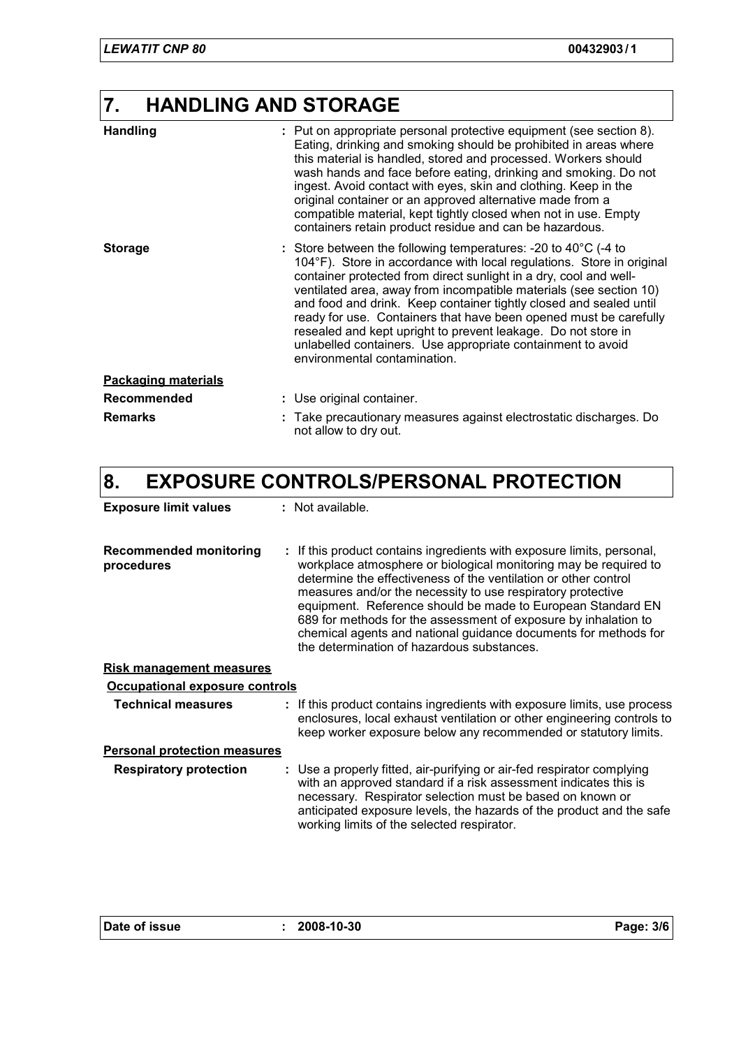## 7. HANDLING AND STORAGE

**Handling** : Put on appropriate personal protective equipment (see section 8). Eating, drinking and smoking should be prohibited in areas where this material is handled, stored and processed. Workers should wash hands and face before eating, drinking and smoking. Do not ingest. Avoid contact with eyes, skin and clothing. Keep in the original container or an approved alternative made from a compatible material, kept tightly closed when not in use. Empty containers retain product residue and can be hazardous.

**Storage** : Store between the following temperatures: -20 to 40°C (-4 to 104°F). Store in accordance with local regulations. Store in original container protected from direct sunlight in a dry, cool and well-ventilated area, away from incompatible materials (see section 10) and food and drink. Keep container tightly closed and sealed until ready for use. Containers that have been opened must be carefully resealed and kept upright to prevent leakage. Do not store in unlabelled containers. Use appropriate containment to avoid environmental contamination.

**Packaging materials**

**Recommended** : Use original container.

**Remarks** : Take precautionary measures against electrostatic discharges. Do not allow to dry out.

## 8. EXPOSURE CONTROLS/PERSONAL PROTECTION

**Exposure limit values** : Not available.

**Recommended monitoring procedures** : If this product contains ingredients with exposure limits, personal, workplace atmosphere or biological monitoring may be required to determine the effectiveness of the ventilation or other control measures and/or the necessity to use respiratory protective equipment. Reference should be made to European Standard EN 689 for methods for the assessment of exposure by inhalation to chemical agents and national guidance documents for methods for the determination of hazardous substances.

**Risk management measures**

**Occupational exposure controls**

**Technical measures** : If this product contains ingredients with exposure limits, use process enclosures, local exhaust ventilation or other engineering controls to keep worker exposure below any recommended or statutory limits.

**Personal protection measures**

**Respiratory protection** : Use a properly fitted, air-purifying or air-fed respirator complying with an approved standard if a risk assessment indicates this is necessary. Respirator selection must be based on known or anticipated exposure levels, the hazards of the product and the safe working limits of the selected respirator.

Date of issue : 2008-10-30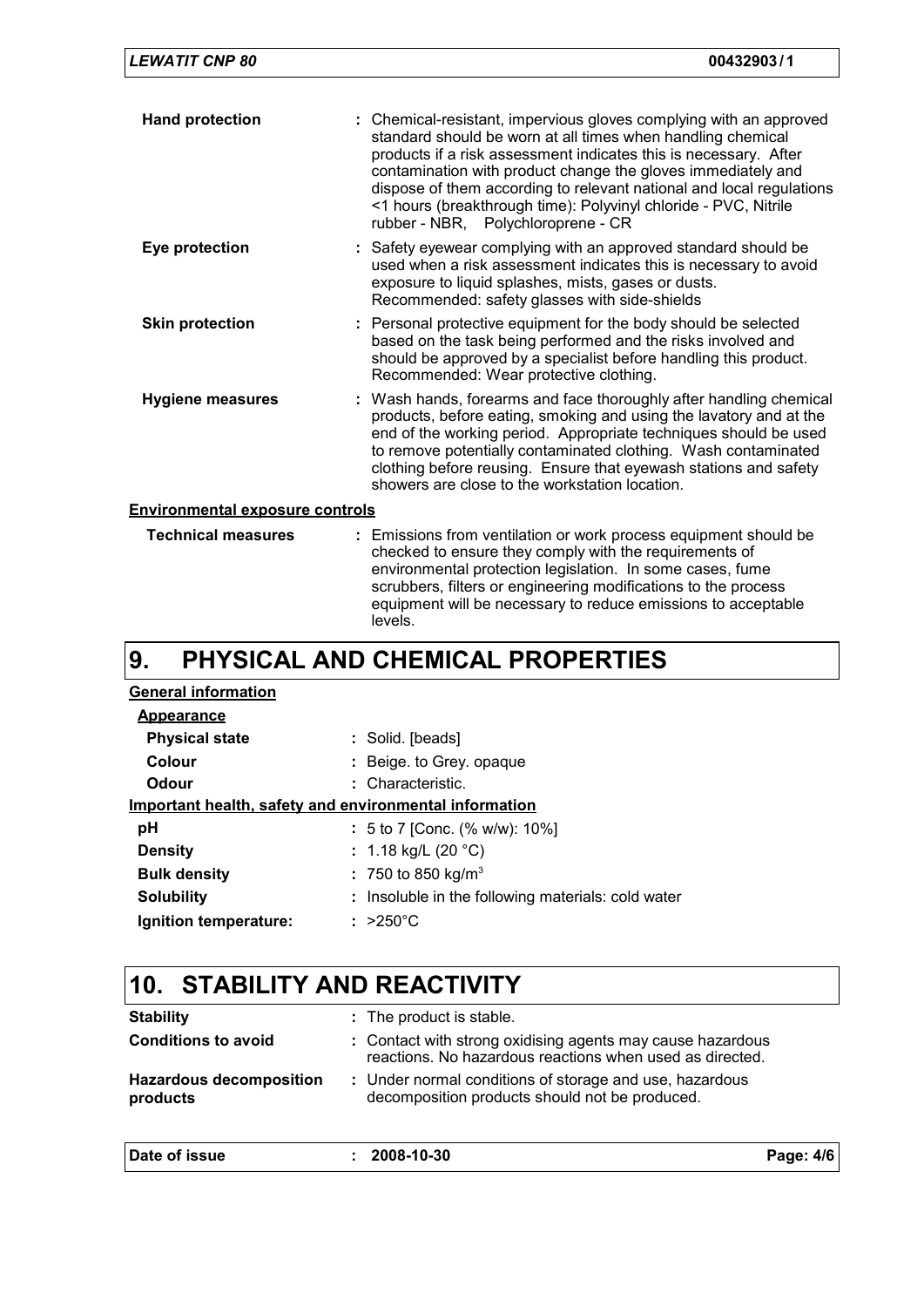**Hand protection** : Chemical-resistant, impervious gloves complying with an approved standard should be worn at all times when handling chemical products if a risk assessment indicates this is necessary. After contamination with product change the gloves immediately and dispose of them according to relevant national and local regulations <1 hours (breakthrough time): Polyvinyl chloride - PVC, Nitrile rubber - NBR, Polychloroprene - CR

**Eye protection** : Safety eyewear complying with an approved standard should be used when a risk assessment indicates this is necessary to avoid exposure to liquid splashes, mists, gases or dusts. Recommended: safety glasses with side-shields

**Skin protection** : Personal protective equipment for the body should be selected based on the task being performed and the risks involved and should be approved by a specialist before handling this product. Recommended: Wear protective clothing.

**Hygiene measures** : Wash hands, forearms and face thoroughly after handling chemical products, before eating, smoking and using the lavatory and at the end of the working period. Appropriate techniques should be used to remove potentially contaminated clothing. Wash contaminated clothing before reusing. Ensure that eyewash stations and safety showers are close to the workstation location.

**Environmental exposure controls**

**Technical measures** : Emissions from ventilation or work process equipment should be checked to ensure they comply with the requirements of environmental protection legislation. In some cases, fume scrubbers, filters or engineering modifications to the process equipment will be necessary to reduce emissions to acceptable levels.

# 9. PHYSICAL AND CHEMICAL PROPERTIES

**General information**

**Appearance**

**Physical state** : Solid. [beads]

**Colour** : Beige. to Grey. opaque

**Odour** : Characteristic.

**Important health, safety and environmental information**

**pH** : 5 to 7 [Conc. (% w/w): 10%]

**Density** : 1.18 kg/L (20 °C)

**Bulk density** : 750 to 850 kg/m$^3$

**Solubility** : Insoluble in the following materials: cold water

**Ignition temperature:** : >250°C

# 10. STABILITY AND REACTIVITY

**Stability** : The product is stable.

**Conditions to avoid** : Contact with strong oxidising agents may cause hazardous reactions. No hazardous reactions when used as directed.

**Hazardous decomposition products** : Under normal conditions of storage and use, hazardous decomposition products should not be produced.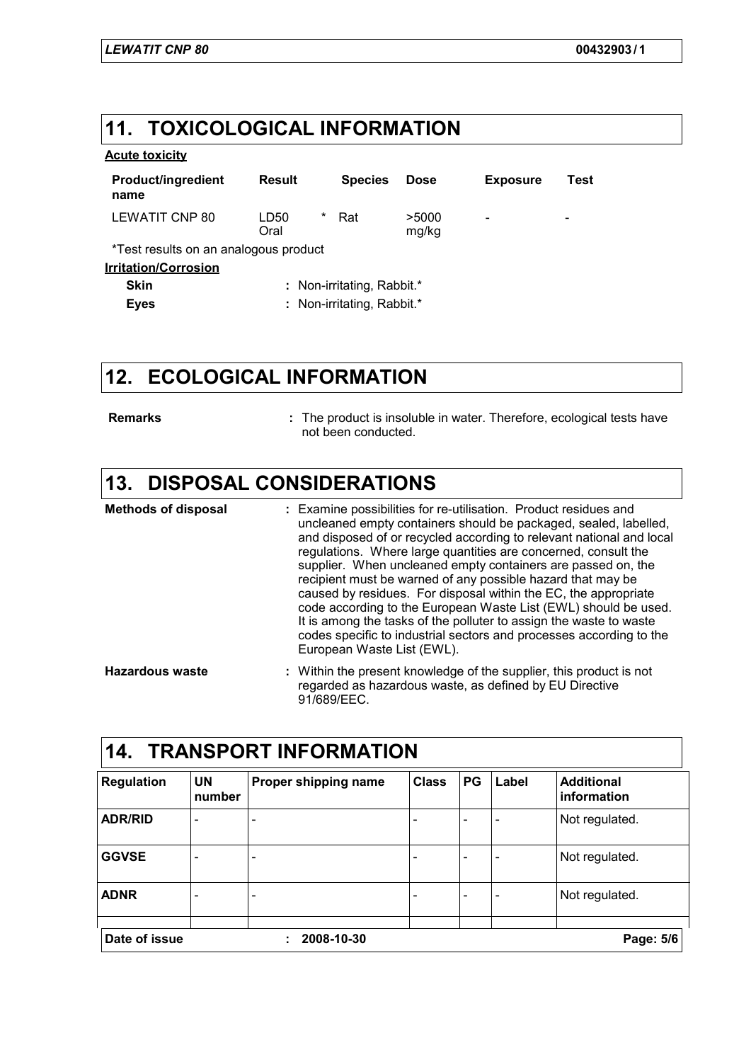## 11. TOXICOLOGICAL INFORMATION

**Acute toxicity**

| Product/ingredient name | Result | Species | Dose | Exposure | Test |
|---|---|---|---|---|---|
| LEWATIT CNP 80 | LD50 Oral * | Rat | >5000 mg/kg | - | - |

*Test results on an analogous product

**Irritation/Corrosion**

**Skin** : Non-irritating, Rabbit.*

**Eyes** : Non-irritating, Rabbit.*

## 12. ECOLOGICAL INFORMATION

**Remarks** : The product is insoluble in water. Therefore, ecological tests have not been conducted.

## 13. DISPOSAL CONSIDERATIONS

**Methods of disposal** : Examine possibilities for re-utilisation. Product residues and uncleaned empty containers should be packaged, sealed, labelled, and disposed of or recycled according to relevant national and local regulations. Where large quantities are concerned, consult the supplier. When uncleaned empty containers are passed on, the recipient must be warned of any possible hazard that may be caused by residues. For disposal within the EC, the appropriate code according to the European Waste List (EWL) should be used. It is among the tasks of the polluter to assign the waste to waste codes specific to industrial sectors and processes according to the European Waste List (EWL).

**Hazardous waste** : Within the present knowledge of the supplier, this product is not regarded as hazardous waste, as defined by EU Directive 91/689/EEC.

## 14. TRANSPORT INFORMATION

| Regulation | UN number | Proper shipping name | Class | PG | Label | Additional information |
|---|---|---|---|---|---|---|
| ADR/RID | - | - | - | - | - | Not regulated. |
| GGVSE | - | - | - | - | - | Not regulated. |
| ADNR | - | - | - | - | - | Not regulated. |

Date of issue : 2008-10-30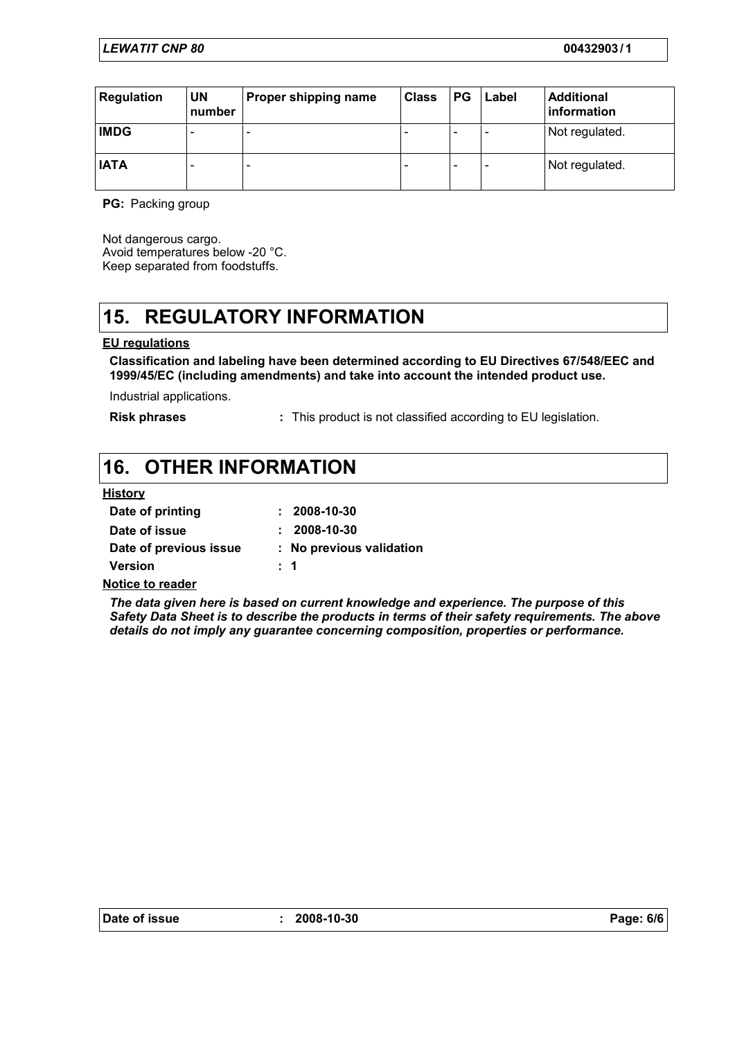| Regulation | UN number | Proper shipping name | Class | PG | Label | Additional information |
|---|---|---|---|---|---|---|
| **IMDG** | - | - | - | - | - | Not regulated. |
| **IATA** | - | - | - | - | - | Not regulated. |

**PG:** Packing group

Not dangerous cargo.
Avoid temperatures below -20 °C.
Keep separated from foodstuffs.

# 15. REGULATORY INFORMATION

**EU regulations**

**Classification and labeling have been determined according to EU Directives 67/548/EEC and 1999/45/EC (including amendments) and take into account the intended product use.**

Industrial applications.

**Risk phrases** : This product is not classified according to EU legislation.

# 16. OTHER INFORMATION

**History**

**Date of printing** : **2008-10-30**

**Date of issue** : **2008-10-30**

**Date of previous issue** : **No previous validation**

**Version** : **1**

**Notice to reader**

***The data given here is based on current knowledge and experience. The purpose of this Safety Data Sheet is to describe the products in terms of their safety requirements. The above details do not imply any guarantee concerning composition, properties or performance.***